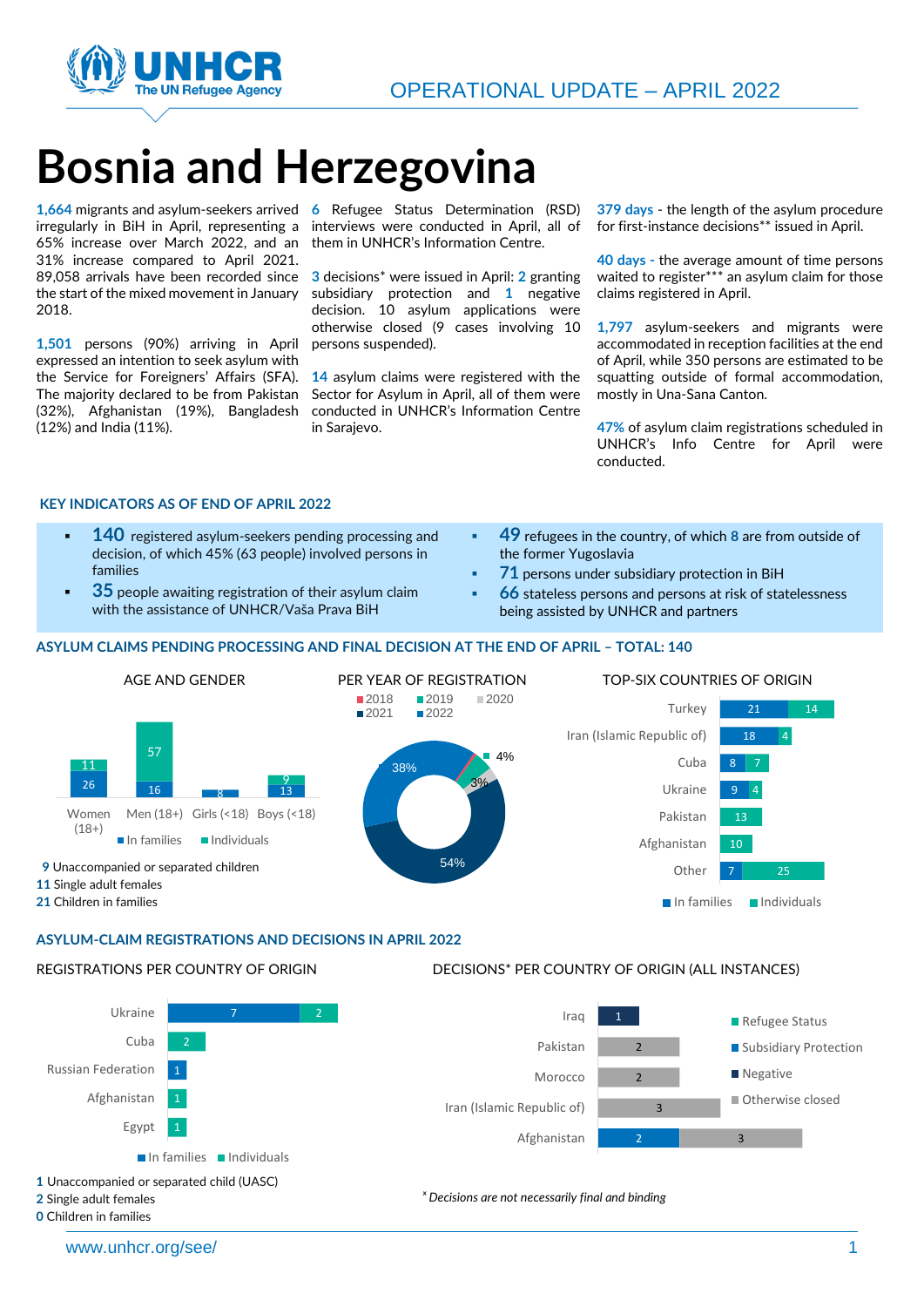OPERATIONAL UPDATE – APRIL 2022

# Bosnia and Herzegovina

**1,664** migrants and asylum-seekers arrived irregularly in BiH in April, representing a 65% increase over March 2022, and an 31% increase compared to April 2021. 89,058 arrivals have been recorded since the start of the mixed movement in January 2018.

**1,501** persons (90%) arriving in April expressed an intention to seek asylum with the Service for Foreigners' Affairs (SFA). The majority declared to be from Pakistan (32%), Afghanistan (19%), Bangladesh (12%) and India (11%).

**6** Refugee Status Determination (RSD) interviews were conducted in April, all of them in UNHCR's Information Centre.

**3** decisions* were issued in April: **2** granting subsidiary protection and **1** negative decision. 10 asylum applications were otherwise closed (9 cases involving 10 persons suspended).

**14** asylum claims were registered with the Sector for Asylum in April, all of them were conducted in UNHCR's Information Centre in Sarajevo.

**379 days** - the length of the asylum procedure for first-instance decisions** issued in April.

**40 days** - the average amount of time persons waited to register*** an asylum claim for those claims registered in April.

**1,797** asylum-seekers and migrants were accommodated in reception facilities at the end of April, while 350 persons are estimated to be squatting outside of formal accommodation, mostly in Una-Sana Canton.

**47%** of asylum claim registrations scheduled in UNHCR's Info Centre for April were conducted.

## KEY INDICATORS AS OF END OF APRIL 2022

- **140** registered asylum-seekers pending processing and decision, of which 45% (63 people) involved persons in families
- **35** people awaiting registration of their asylum claim with the assistance of UNHCR/Vaša Prava BiH
- **49** refugees in the country, of which **8** are from outside of the former Yugoslavia
- **71** persons under subsidiary protection in BiH
- **66** stateless persons and persons at risk of statelessness being assisted by UNHCR and partners

## ASYLUM CLAIMS PENDING PROCESSING AND FINAL DECISION AT THE END OF APRIL – TOTAL: 140

### AGE AND GENDER

| | In families | Individuals |
|---|---|---|
| Women (18+) | 26 | 11 |
| Men (18+) | 16 | 57 |
| Girls (<18) | 8 | |
| Boys (<18) | 13 | 9 |

**9** Unaccompanied or separated children
**11** Single adult females
**21** Children in families

### PER YEAR OF REGISTRATION

| Year | Share |
|---|---|
| 2018 | |
| 2019 | 4% |
| 2020 | 3% |
| 2021 | 54% |
| 2022 | 38% |

### TOP-SIX COUNTRIES OF ORIGIN

| Country | In families | Individuals |
|---|---|---|
| Turkey | 21 | 14 |
| Iran (Islamic Republic of) | 18 | 4 |
| Cuba | 8 | 7 |
| Ukraine | 9 | 4 |
| Pakistan | | 13 |
| Afghanistan | | 10 |
| Other | 7 | 25 |

## ASYLUM-CLAIM REGISTRATIONS AND DECISIONS IN APRIL 2022

### REGISTRATIONS PER COUNTRY OF ORIGIN

| Country | In families | Individuals |
|---|---|---|
| Ukraine | 7 | 2 |
| Cuba | | 2 |
| Russian Federation | 1 | |
| Afghanistan | | 1 |
| Egypt | | 1 |

**1** Unaccompanied or separated child (UASC)
**2** Single adult females
**0** Children in families

### DECISIONS* PER COUNTRY OF ORIGIN (ALL INSTANCES)

| Country | Refugee Status | Subsidiary Protection | Negative | Otherwise closed |
|---|---|---|---|---|
| Iraq | | | 1 | |
| Pakistan | | | | 2 |
| Morocco | | | | 2 |
| Iran (Islamic Republic of) | | | | 3 |
| Afghanistan | | 2 | | 3 |

*\* Decisions are not necessarily final and binding*

www.unhcr.org/see/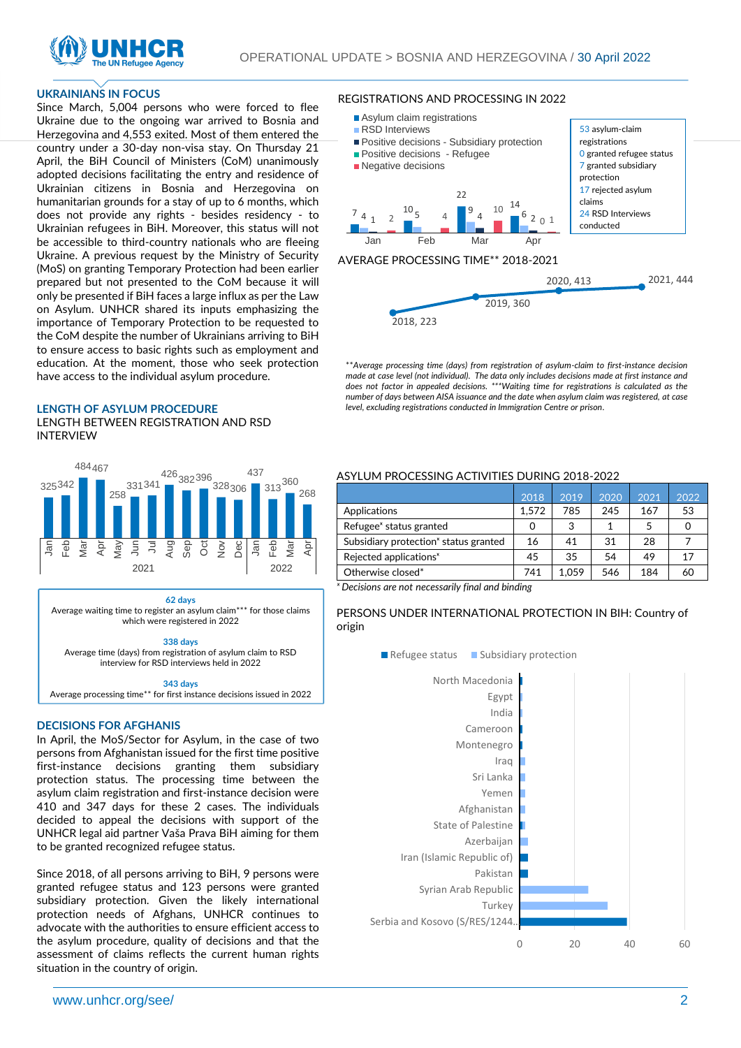## UKRAINIANS IN FOCUS

Since March, 5,004 persons who were forced to flee Ukraine due to the ongoing war arrived to Bosnia and Herzegovina and 4,553 exited. Most of them entered the country under a 30-day non-visa stay. On Thursday 21 April, the BiH Council of Ministers (CoM) unanimously adopted decisions facilitating the entry and residence of Ukrainian citizens in Bosnia and Herzegovina on humanitarian grounds for a stay of up to 6 months, which does not provide any rights - besides residency - to Ukrainian refugees in BiH. Moreover, this status will not be accessible to third-country nationals who are fleeing Ukraine. A previous request by the Ministry of Security (MoS) on granting Temporary Protection had been earlier prepared but not presented to the CoM because it will only be presented if BiH faces a large influx as per the Law on Asylum. UNHCR shared its inputs emphasizing the importance of Temporary Protection to be requested to the CoM despite the number of Ukrainians arriving to BiH to ensure access to basic rights such as employment and education. At the moment, those who seek protection have access to the individual asylum procedure.

## LENGTH OF ASYLUM PROCEDURE

LENGTH BETWEEN REGISTRATION AND RSD INTERVIEW

| | Jan | Feb | Mar | Apr | May | Jun | Jul | Aug | Sep | Oct | Nov | Dec | Jan | Feb | Mar | Apr |
|---|---|---|---|---|---|---|---|---|---|---|---|---|---|---|---|---|
| Year | 2021 | | | | | | | | | | | | 2022 | | | |
| Days | 325 | 342 | 484 | 467 | 258 | 331 | 341 | 426 | 382 | 396 | 328 | 306 | 437 | 313 | 360 | 268 |

**62 days**
Average waiting time to register an asylum claim*** for those claims which were registered in 2022

**338 days**
Average time (days) from registration of asylum claim to RSD interview for RSD interviews held in 2022

**343 days**
Average processing time** for first instance decisions issued in 2022

## DECISIONS FOR AFGHANIS

In April, the MoS/Sector for Asylum, in the case of two persons from Afghanistan issued for the first time positive first-instance decisions granting them subsidiary protection status. The processing time between the asylum claim registration and first-instance decision were 410 and 347 days for these 2 cases. The individuals decided to appeal the decisions with support of the UNHCR legal aid partner Vaša Prava BiH aiming for them to be granted recognized refugee status.

Since 2018, of all persons arriving to BiH, 9 persons were granted refugee status and 123 persons were granted subsidiary protection. Given the likely international protection needs of Afghans, UNHCR continues to advocate with the authorities to ensure efficient access to the asylum procedure, quality of decisions and that the assessment of claims reflects the current human rights situation in the country of origin.

## REGISTRATIONS AND PROCESSING IN 2022

| | Jan | Feb | Mar | Apr |
|---|---|---|---|---|
| Asylum claim registrations | 7 | 10 | 22 | 14 |
| RSD Interviews | 4 | 5 | 9 | 6 |
| Positive decisions - Subsidiary protection | 1 | | 4 | 2 |
| Positive decisions - Refugee | | | | 0 |
| Negative decisions | 2 | 4 | 10 | 1 |

53 asylum-claim registrations
0 granted refugee status
7 granted subsidiary protection
17 rejected asylum claims
24 RSD Interviews conducted

## AVERAGE PROCESSING TIME** 2018-2021

| Year | Days |
|---|---|
| 2018 | 223 |
| 2019 | 360 |
| 2020 | 413 |
| 2021 | 444 |

*\*\*Average processing time (days) from registration of asylum-claim to first-instance decision made at case level (not individual). The data only includes decisions made at first instance and does not factor in appealed decisions. \*\*\*Waiting time for registrations is calculated as the number of days between AISA issuance and the date when asylum claim was registered, at case level, excluding registrations conducted in Immigration Centre or prison.*

## ASYLUM PROCESSING ACTIVITIES DURING 2018-2022

| | 2018 | 2019 | 2020 | 2021 | 2022 |
|---|---|---|---|---|---|
| Applications | 1,572 | 785 | 245 | 167 | 53 |
| Refugee* status granted | 0 | 3 | 1 | 5 | 0 |
| Subsidiary protection* status granted | 16 | 41 | 31 | 28 | 7 |
| Rejected applications* | 45 | 35 | 54 | 49 | 17 |
| Otherwise closed* | 741 | 1,059 | 546 | 184 | 60 |

*\* Decisions are not necessarily final and binding*

## PERSONS UNDER INTERNATIONAL PROTECTION IN BIH: Country of origin

Refugee status / Subsidiary protection

North Macedonia, Egypt, India, Cameroon, Montenegro, Iraq, Sri Lanka, Yemen, Afghanistan, State of Palestine, Azerbaijan, Iran (Islamic Republic of), Pakistan, Syrian Arab Republic, Turkey, Serbia and Kosovo (S/RES/1244..

0 20 40 60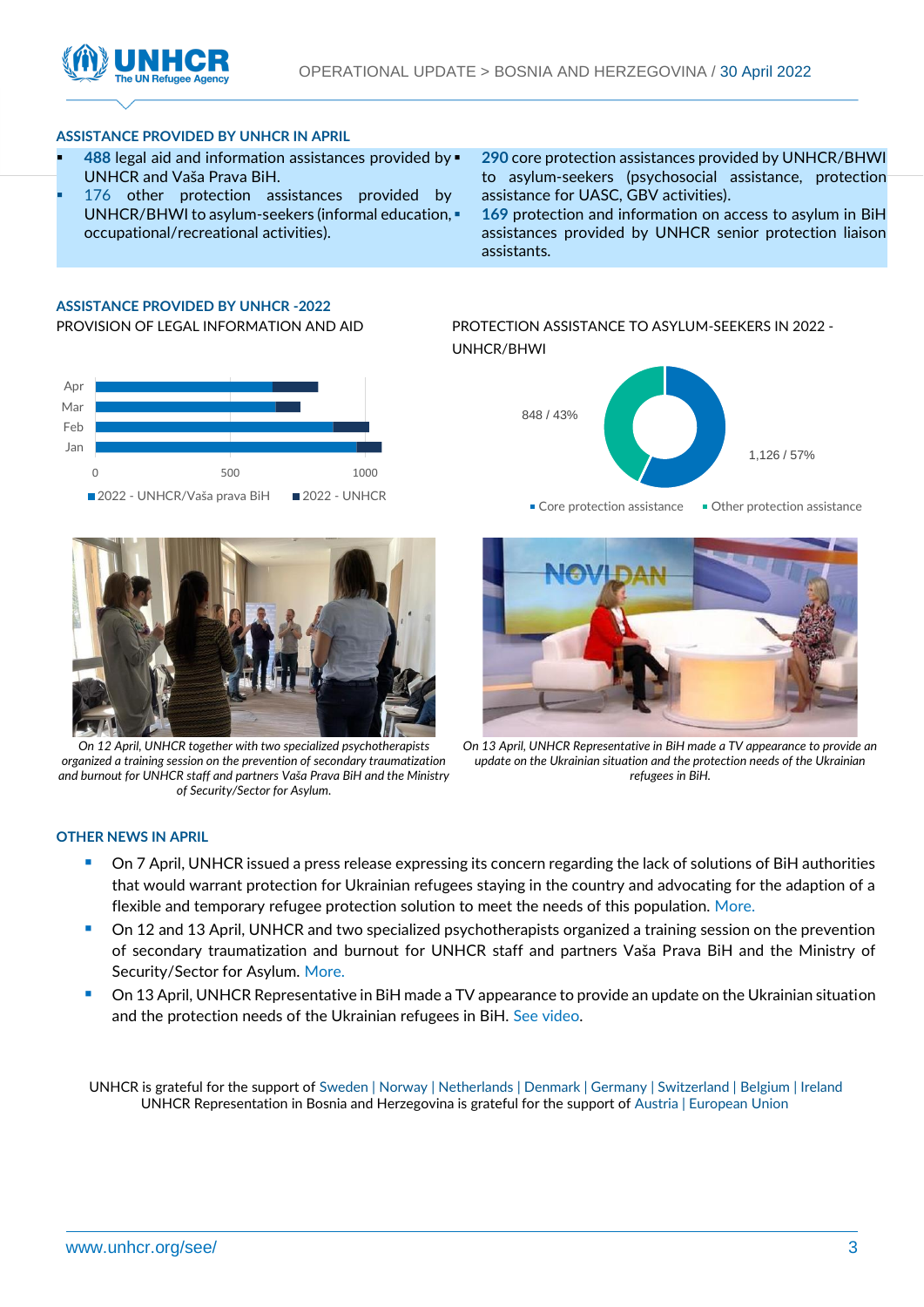## ASSISTANCE PROVIDED BY UNHCR IN APRIL

- **488** legal aid and information assistances provided by UNHCR and Vaša Prava BiH.
- 176 other protection assistances provided by UNHCR/BHWI to asylum-seekers (informal education, occupational/recreational activities).
- **290** core protection assistances provided by UNHCR/BHWI to asylum-seekers (psychosocial assistance, protection assistance for UASC, GBV activities).
- **169** protection and information on access to asylum in BiH assistances provided by UNHCR senior protection liaison assistants.

## ASSISTANCE PROVIDED BY UNHCR -2022

PROVISION OF LEGAL INFORMATION AND AID

Apr
Mar
Feb
Jan
0
500
1000
2022 - UNHCR/Vaša prava BiH
2022 - UNHCR

PROTECTION ASSISTANCE TO ASYLUM-SEEKERS IN 2022 - UNHCR/BHWI

848 / 43%
1,126 / 57%
Core protection assistance
Other protection assistance

*On 12 April, UNHCR together with two specialized psychotherapists organized a training session on the prevention of secondary traumatization and burnout for UNHCR staff and partners Vaša Prava BiH and the Ministry of Security/Sector for Asylum.*

*On 13 April, UNHCR Representative in BiH made a TV appearance to provide an update on the Ukrainian situation and the protection needs of the Ukrainian refugees in BiH.*

## OTHER NEWS IN APRIL

- On 7 April, UNHCR issued a press release expressing its concern regarding the lack of solutions of BiH authorities that would warrant protection for Ukrainian refugees staying in the country and advocating for the adaption of a flexible and temporary refugee protection solution to meet the needs of this population. More.
- On 12 and 13 April, UNHCR and two specialized psychotherapists organized a training session on the prevention of secondary traumatization and burnout for UNHCR staff and partners Vaša Prava BiH and the Ministry of Security/Sector for Asylum. More.
- On 13 April, UNHCR Representative in BiH made a TV appearance to provide an update on the Ukrainian situation and the protection needs of the Ukrainian refugees in BiH. See video.

UNHCR is grateful for the support of Sweden | Norway | Netherlands | Denmark | Germany | Switzerland | Belgium | Ireland
UNHCR Representation in Bosnia and Herzegovina is grateful for the support of Austria | European Union